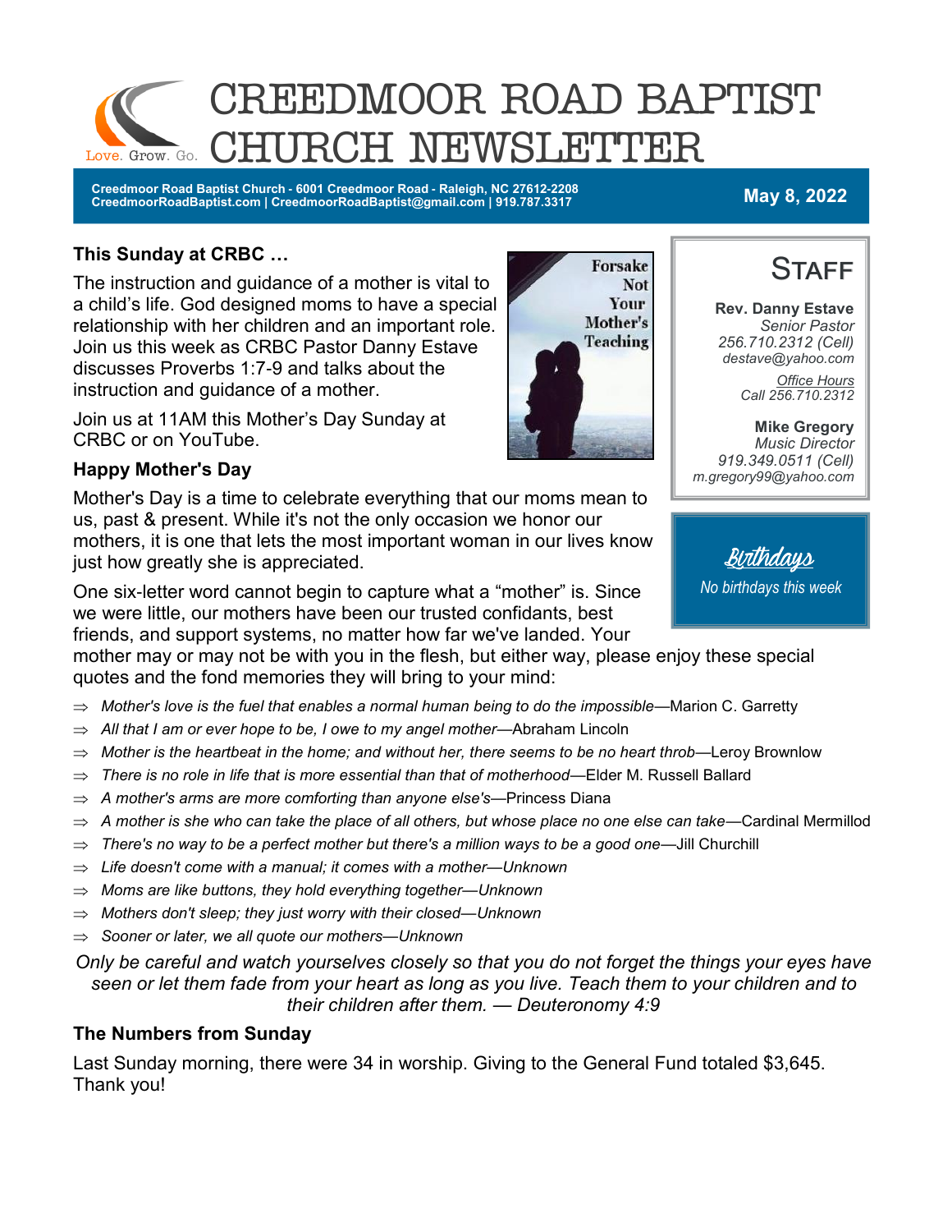# CREEDMOOR ROAD BAPTIST CHURCH NEWSLETTER

Love. Grow. Go.

**Creedmoor Road Baptist Church - 6001 Creedmoor Road - Raleigh, NC 27612-2208**
**CreedmoorRoadBaptist.com | CreedmoorRoadBaptist@gmail.com | 919.787.3317**

**May 8, 2022**

## This Sunday at CRBC …

The instruction and guidance of a mother is vital to a child's life. God designed moms to have a special relationship with her children and an important role. Join us this week as CRBC Pastor Danny Estave discusses Proverbs 1:7-9 and talks about the instruction and guidance of a mother.

Forsake Not Your Mother's Teaching

Join us at 11AM this Mother's Day Sunday at CRBC or on YouTube.

## Happy Mother's Day

Mother's Day is a time to celebrate everything that our moms mean to us, past & present. While it's not the only occasion we honor our mothers, it is one that lets the most important woman in our lives know just how greatly she is appreciated.

One six-letter word cannot begin to capture what a "mother" is. Since we were little, our mothers have been our trusted confidants, best friends, and support systems, no matter how far we've landed. Your mother may or may not be with you in the flesh, but either way, please enjoy these special quotes and the fond memories they will bring to your mind:

- *Mother's love is the fuel that enables a normal human being to do the impossible*—Marion C. Garretty
- *All that I am or ever hope to be, I owe to my angel mother*—Abraham Lincoln
- *Mother is the heartbeat in the home; and without her, there seems to be no heart throb*—Leroy Brownlow
- *There is no role in life that is more essential than that of motherhood*—Elder M. Russell Ballard
- *A mother's arms are more comforting than anyone else's*—Princess Diana
- *A mother is she who can take the place of all others, but whose place no one else can take*—Cardinal Mermillod
- *There's no way to be a perfect mother but there's a million ways to be a good one*—Jill Churchill
- *Life doesn't come with a manual; it comes with a mother—Unknown*
- *Moms are like buttons, they hold everything together—Unknown*
- *Mothers don't sleep; they just worry with their closed—Unknown*
- *Sooner or later, we all quote our mothers—Unknown*

*Only be careful and watch yourselves closely so that you do not forget the things your eyes have seen or let them fade from your heart as long as you live. Teach them to your children and to their children after them. — Deuteronomy 4:9*

## The Numbers from Sunday

Last Sunday morning, there were 34 in worship. Giving to the General Fund totaled $3,645. Thank you!

## Staff

**Rev. Danny Estave**
*Senior Pastor*
*256.710.2312 (Cell)*
*destave@yahoo.com*

*Office Hours*
*Call 256.710.2312*

**Mike Gregory**
*Music Director*
*919.349.0511 (Cell)*
*m.gregory99@yahoo.com*

## Birthdays

*No birthdays this week*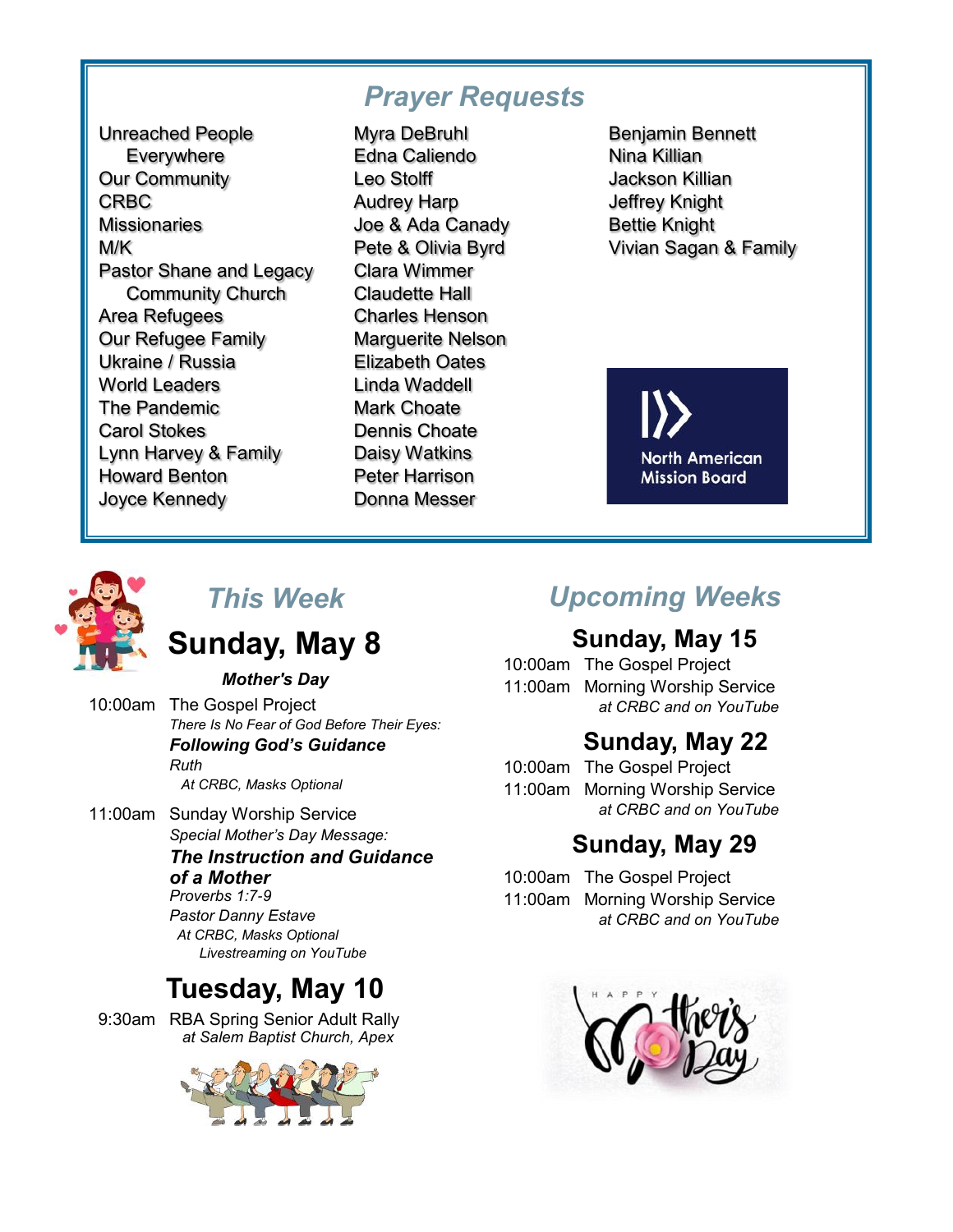## Prayer Requests

Unreached People Everywhere
Our Community
CRBC
Missionaries
M/K
Pastor Shane and Legacy Community Church
Area Refugees
Our Refugee Family
Ukraine / Russia
World Leaders
The Pandemic
Carol Stokes
Lynn Harvey & Family
Howard Benton
Joyce Kennedy

Myra DeBruhl
Edna Caliendo
Leo Stolff
Audrey Harp
Joe & Ada Canady
Pete & Olivia Byrd
Clara Wimmer
Claudette Hall
Charles Henson
Marguerite Nelson
Elizabeth Oates
Linda Waddell
Mark Choate
Dennis Choate
Daisy Watkins
Peter Harrison
Donna Messer

Benjamin Bennett
Nina Killian
Jackson Killian
Jeffrey Knight
Bettie Knight
Vivian Sagan & Family

North American Mission Board

## This Week

### Sunday, May 8

***Mother's Day***

10:00am The Gospel Project
*There Is No Fear of God Before Their Eyes:*
***Following God's Guidance***
*Ruth*
*At CRBC, Masks Optional*

11:00am Sunday Worship Service
*Special Mother's Day Message:*
***The Instruction and Guidance of a Mother***
*Proverbs 1:7-9*
*Pastor Danny Estave*
*At CRBC, Masks Optional*
*Livestreaming on YouTube*

### Tuesday, May 10

9:30am RBA Spring Senior Adult Rally
*at Salem Baptist Church, Apex*

## Upcoming Weeks

### Sunday, May 15

10:00am The Gospel Project
11:00am Morning Worship Service
*at CRBC and on YouTube*

### Sunday, May 22

10:00am The Gospel Project
11:00am Morning Worship Service
*at CRBC and on YouTube*

### Sunday, May 29

10:00am The Gospel Project
11:00am Morning Worship Service
*at CRBC and on YouTube*

HAPPY Mother's Day